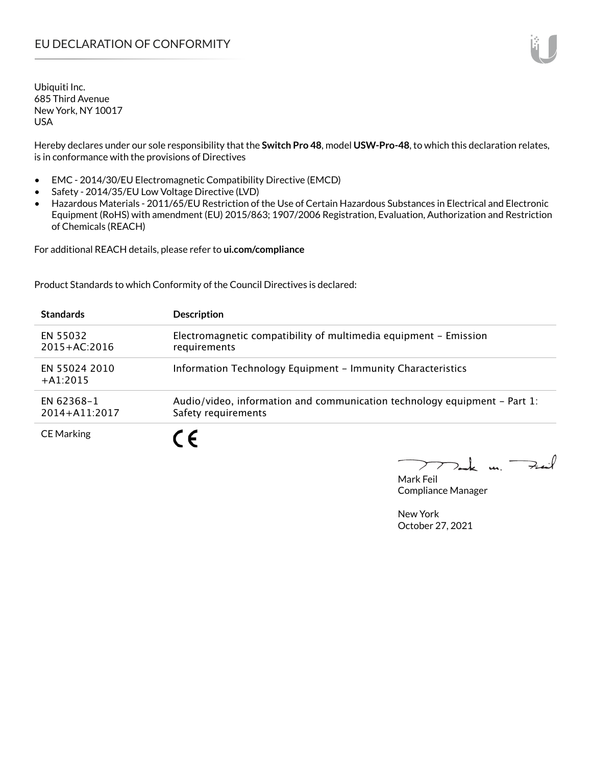# EU DECLARATION OF CONFORMITY

Ubiquiti Inc.
685 Third Avenue
New York, NY 10017
USA

Hereby declares under our sole responsibility that the **Switch Pro 48**, model **USW-Pro-48**, to which this declaration relates, is in conformance with the provisions of Directives

- EMC - 2014/30/EU Electromagnetic Compatibility Directive (EMCD)
- Safety - 2014/35/EU Low Voltage Directive (LVD)
- Hazardous Materials - 2011/65/EU Restriction of the Use of Certain Hazardous Substances in Electrical and Electronic Equipment (RoHS) with amendment (EU) 2015/863; 1907/2006 Registration, Evaluation, Authorization and Restriction of Chemicals (REACH)

For additional REACH details, please refer to **ui.com/compliance**

Product Standards to which Conformity of the Council Directives is declared:

| Standards | Description |
|---|---|
| EN 55032 2015+AC:2016 | Electromagnetic compatibility of multimedia equipment – Emission requirements |
| EN 55024 2010 +A1:2015 | Information Technology Equipment – Immunity Characteristics |
| EN 62368-1 2014+A11:2017 | Audio/video, information and communication technology equipment – Part 1: Safety requirements |
| CE Marking | CE |

Mark Feil
Compliance Manager

New York
October 27, 2021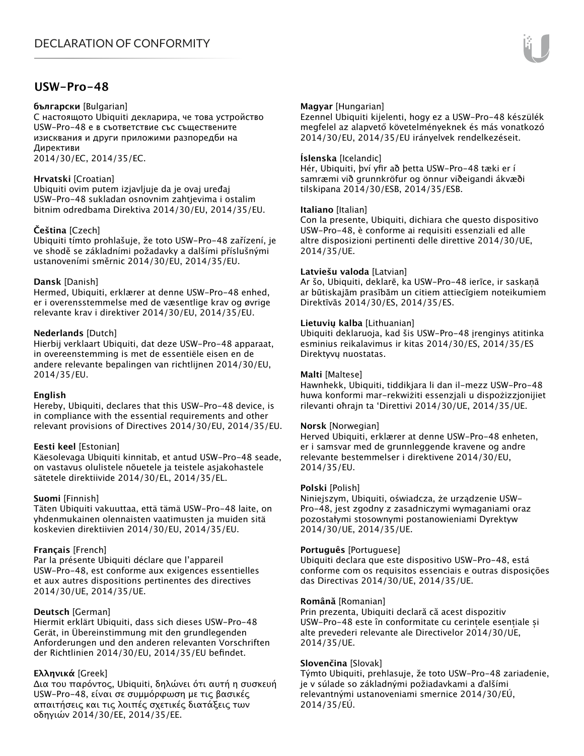# USW-Pro-48

**български** [Bulgarian]
С настоящото Ubiquiti декларира, че това устройство USW-Pro-48 е в съответствие със съществените изисквания и други приложими разпоредби на Директиви
2014/30/ЕС, 2014/35/ЕС.

**Hrvatski** [Croatian]
Ubiquiti ovim putem izjavljuje da je ovaj uređaj USW-Pro-48 sukladan osnovnim zahtjevima i ostalim bitnim odredbama Direktiva 2014/30/EU, 2014/35/EU.

**Čeština** [Czech]
Ubiquiti tímto prohlašuje, že toto USW-Pro-48 zařízení, je ve shodě se základními požadavky a dalšími příslušnými ustanoveními směrnic 2014/30/EU, 2014/35/EU.

**Dansk** [Danish]
Hermed, Ubiquiti, erklærer at denne USW-Pro-48 enhed, er i overensstemmelse med de væsentlige krav og øvrige relevante krav i direktiver 2014/30/EU, 2014/35/EU.

**Nederlands** [Dutch]
Hierbij verklaart Ubiquiti, dat deze USW-Pro-48 apparaat, in overeenstemming is met de essentiële eisen en de andere relevante bepalingen van richtlijnen 2014/30/EU, 2014/35/EU.

**English**
Hereby, Ubiquiti, declares that this USW-Pro-48 device, is in compliance with the essential requirements and other relevant provisions of Directives 2014/30/EU, 2014/35/EU.

**Eesti keel** [Estonian]
Käesolevaga Ubiquiti kinnitab, et antud USW-Pro-48 seade, on vastavus olulistele nõuetele ja teistele asjakohastele sätetele direktiivide 2014/30/EL, 2014/35/EL.

**Suomi** [Finnish]
Täten Ubiquiti vakuuttaa, että tämä USW-Pro-48 laite, on yhdenmukainen olennaisten vaatimusten ja muiden sitä koskevien direktiivien 2014/30/EU, 2014/35/EU.

**Français** [French]
Par la présente Ubiquiti déclare que l'appareil USW-Pro-48, est conforme aux exigences essentielles et aux autres dispositions pertinentes des directives 2014/30/UE, 2014/35/UE.

**Deutsch** [German]
Hiermit erklärt Ubiquiti, dass sich dieses USW-Pro-48 Gerät, in Übereinstimmung mit den grundlegenden Anforderungen und den anderen relevanten Vorschriften der Richtlinien 2014/30/EU, 2014/35/EU befindet.

**Ελληνικά** [Greek]
Δια του παρόντος, Ubiquiti, δηλώνει ότι αυτή η συσκευή USW-Pro-48, είναι σε συμμόρφωση με τις βασικές απαιτήσεις και τις λοιπές σχετικές διατάξεις των οδηγιών 2014/30/EE, 2014/35/EE.

**Magyar** [Hungarian]
Ezennel Ubiquiti kijelenti, hogy ez a USW-Pro-48 készülék megfelel az alapvető követelményeknek és más vonatkozó 2014/30/EU, 2014/35/EU irányelvek rendelkezéseit.

**Íslenska** [Icelandic]
Hér, Ubiquiti, því yfir að þetta USW-Pro-48 tæki er í samræmi við grunnkröfur og önnur viðeigandi ákvæði tilskipana 2014/30/ESB, 2014/35/ESB.

**Italiano** [Italian]
Con la presente, Ubiquiti, dichiara che questo dispositivo USW-Pro-48, è conforme ai requisiti essenziali ed alle altre disposizioni pertinenti delle direttive 2014/30/UE, 2014/35/UE.

**Latviešu valoda** [Latvian]
Ar šo, Ubiquiti, deklarē, ka USW-Pro-48 ierīce, ir saskaņā ar būtiskajām prasībām un citiem attiecīgiem noteikumiem Direktīvās 2014/30/ES, 2014/35/ES.

**Lietuvių kalba** [Lithuanian]
Ubiquiti deklaruoja, kad šis USW-Pro-48 įrenginys atitinka esminius reikalavimus ir kitas 2014/30/ES, 2014/35/ES Direktyvų nuostatas.

**Malti** [Maltese]
Hawnhekk, Ubiquiti, tiddikjara li dan il-mezz USW-Pro-48 huwa konformi mar-rekwiżiti essenzjali u dispożizzjonijiet rilevanti oħrajn ta 'Direttivi 2014/30/UE, 2014/35/UE.

**Norsk** [Norwegian]
Herved Ubiquiti, erklærer at denne USW-Pro-48 enheten, er i samsvar med de grunnleggende kravene og andre relevante bestemmelser i direktivene 2014/30/EU, 2014/35/EU.

**Polski** [Polish]
Niniejszym, Ubiquiti, oświadcza, że urządzenie USW-Pro-48, jest zgodny z zasadniczymi wymaganiami oraz pozostałymi stosownymi postanowieniami Dyrektyw 2014/30/UE, 2014/35/UE.

**Português** [Portuguese]
Ubiquiti declara que este dispositivo USW-Pro-48, está conforme com os requisitos essenciais e outras disposições das Directivas 2014/30/UE, 2014/35/UE.

**Română** [Romanian]
Prin prezenta, Ubiquiti declară că acest dispozitiv USW-Pro-48 este în conformitate cu cerințele esențiale și alte prevederi relevante ale Directivelor 2014/30/UE, 2014/35/UE.

**Slovenčina** [Slovak]
Týmto Ubiquiti, prehlasuje, že toto USW-Pro-48 zariadenie, je v súlade so základnými požiadavkami a ďalšími relevantnými ustanoveniami smernice 2014/30/EÚ, 2014/35/EÚ.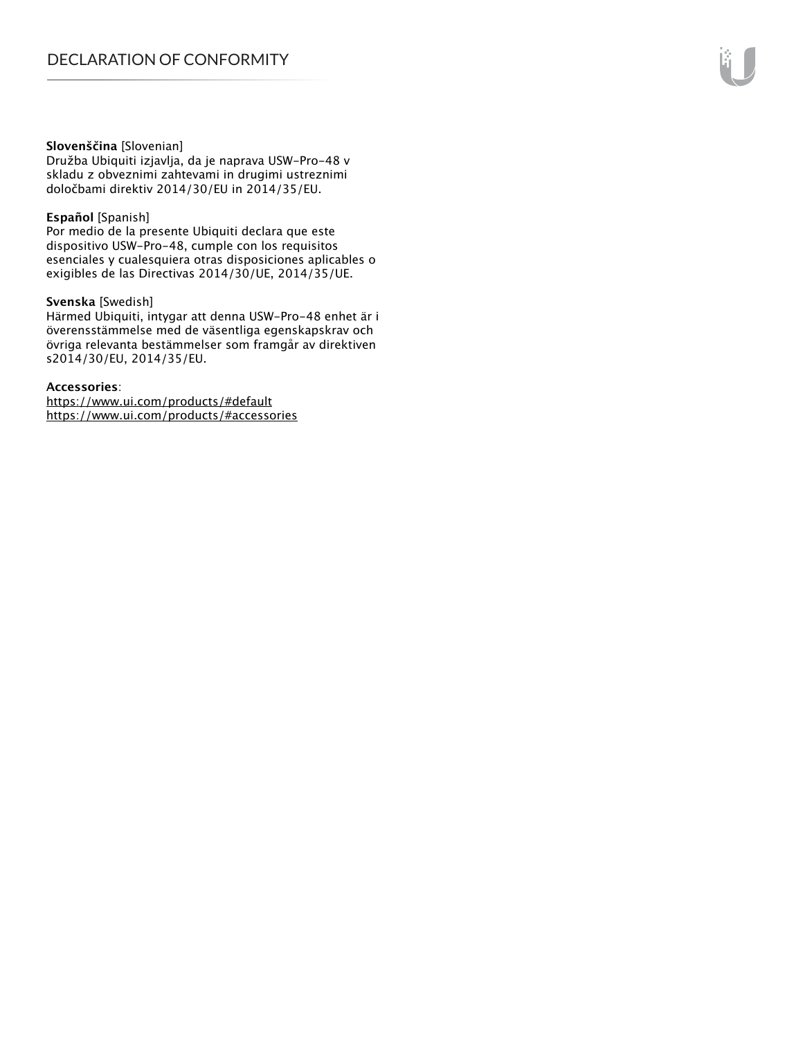**Slovenščina** [Slovenian]
Družba Ubiquiti izjavlja, da je naprava USW-Pro-48 v skladu z obveznimi zahtevami in drugimi ustreznimi določbami direktiv 2014/30/EU in 2014/35/EU.

**Español** [Spanish]
Por medio de la presente Ubiquiti declara que este dispositivo USW-Pro-48, cumple con los requisitos esenciales y cualesquiera otras disposiciones aplicables o exigibles de las Directivas 2014/30/UE, 2014/35/UE.

**Svenska** [Swedish]
Härmed Ubiquiti, intygar att denna USW-Pro-48 enhet är i överensstämmelse med de väsentliga egenskapskrav och övriga relevanta bestämmelser som framgår av direktiven s2014/30/EU, 2014/35/EU.

**Accessories**:
https://www.ui.com/products/#default
https://www.ui.com/products/#accessories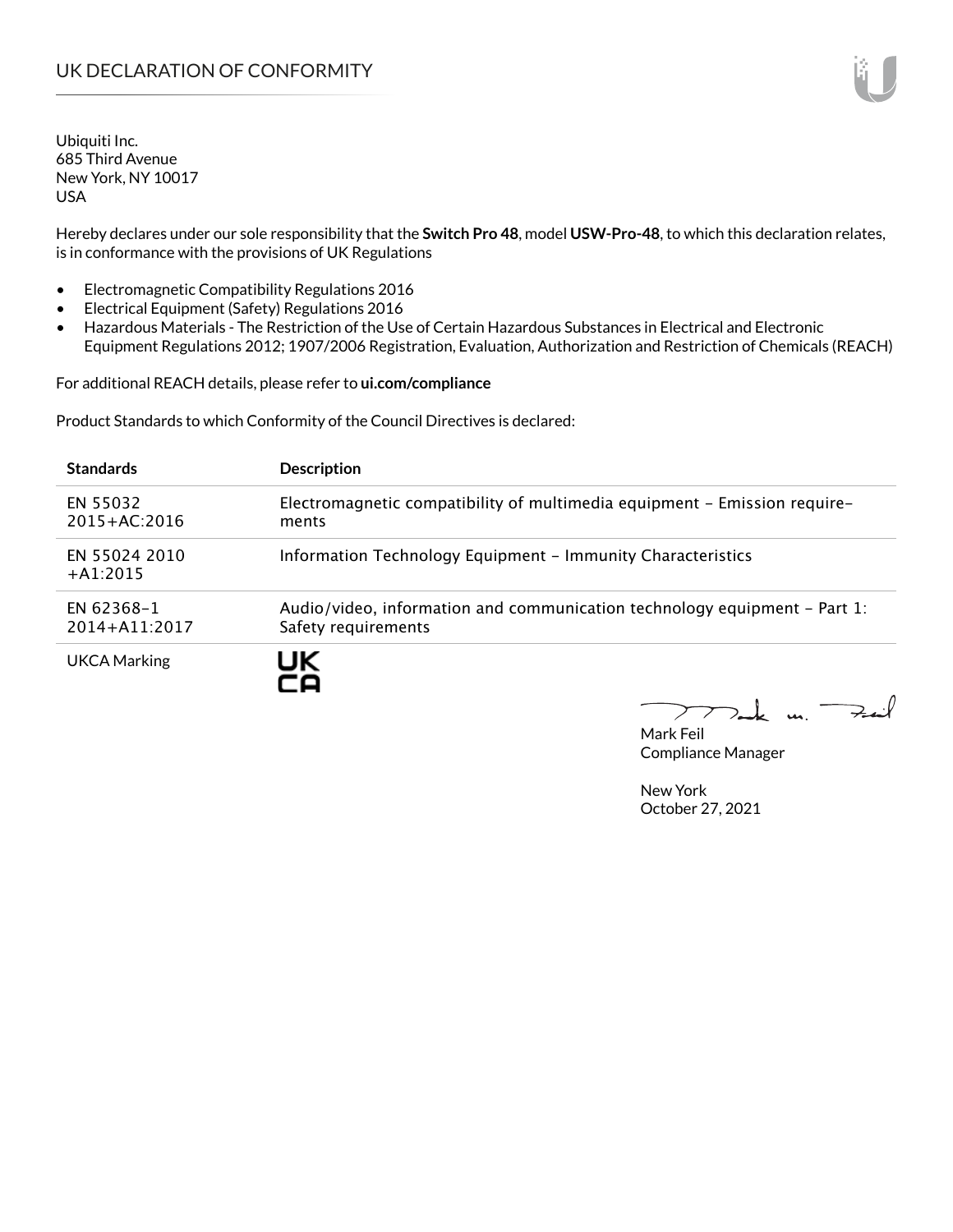# UK DECLARATION OF CONFORMITY

Ubiquiti Inc.
685 Third Avenue
New York, NY 10017
USA

Hereby declares under our sole responsibility that the **Switch Pro 48**, model **USW-Pro-48**, to which this declaration relates, is in conformance with the provisions of UK Regulations

- Electromagnetic Compatibility Regulations 2016
- Electrical Equipment (Safety) Regulations 2016
- Hazardous Materials - The Restriction of the Use of Certain Hazardous Substances in Electrical and Electronic Equipment Regulations 2012; 1907/2006 Registration, Evaluation, Authorization and Restriction of Chemicals (REACH)

For additional REACH details, please refer to **ui.com/compliance**

Product Standards to which Conformity of the Council Directives is declared:

| Standards | Description |
|---|---|
| EN 55032 2015+AC:2016 | Electromagnetic compatibility of multimedia equipment – Emission requirements |
| EN 55024 2010 +A1:2015 | Information Technology Equipment – Immunity Characteristics |
| EN 62368-1 2014+A11:2017 | Audio/video, information and communication technology equipment – Part 1: Safety requirements |
| UKCA Marking | UK CA |

Mark Feil
Compliance Manager

New York
October 27, 2021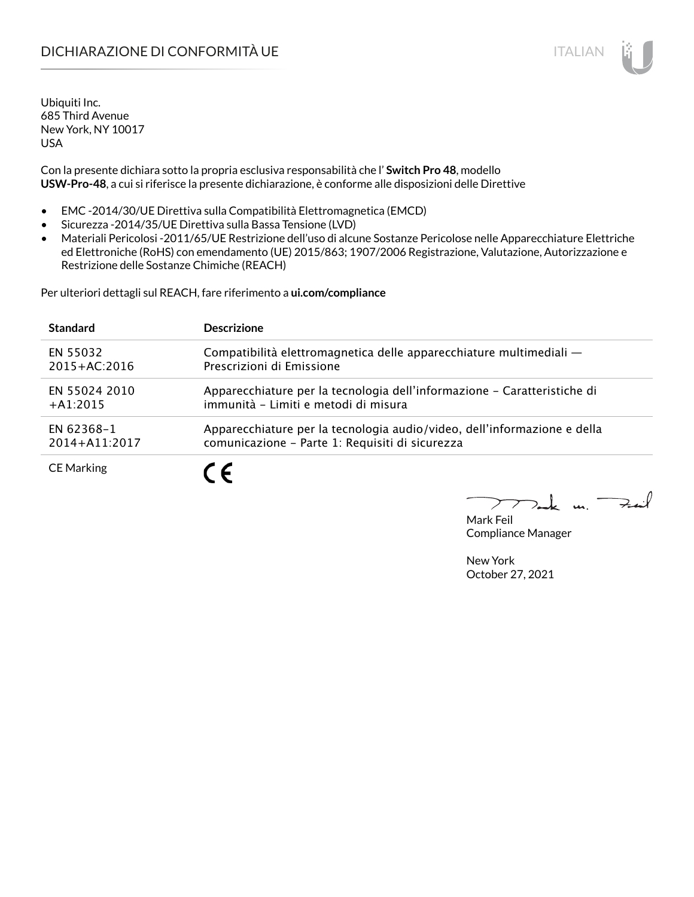# DICHIARAZIONE DI CONFORMITÀ UE

Ubiquiti Inc.
685 Third Avenue
New York, NY 10017
USA

Con la presente dichiara sotto la propria esclusiva responsabilità che l' **Switch Pro 48**, modello **USW-Pro-48**, a cui si riferisce la presente dichiarazione, è conforme alle disposizioni delle Direttive

- EMC -2014/30/UE Direttiva sulla Compatibilità Elettromagnetica (EMCD)
- Sicurezza -2014/35/UE Direttiva sulla Bassa Tensione (LVD)
- Materiali Pericolosi -2011/65/UE Restrizione dell'uso di alcune Sostanze Pericolose nelle Apparecchiature Elettriche ed Elettroniche (RoHS) con emendamento (UE) 2015/863; 1907/2006 Registrazione, Valutazione, Autorizzazione e Restrizione delle Sostanze Chimiche (REACH)

Per ulteriori dettagli sul REACH, fare riferimento a **ui.com/compliance**

| Standard | Descrizione |
| --- | --- |
| EN 55032 2015+AC:2016 | Compatibilità elettromagnetica delle apparecchiature multimediali — Prescrizioni di Emissione |
| EN 55024 2010 +A1:2015 | Apparecchiature per la tecnologia dell'informazione – Caratteristiche di immunità – Limiti e metodi di misura |
| EN 62368-1 2014+A11:2017 | Apparecchiature per la tecnologia audio/video, dell'informazione e della comunicazione – Parte 1: Requisiti di sicurezza |
| CE Marking | CE |

Mark Feil
Compliance Manager

New York
October 27, 2021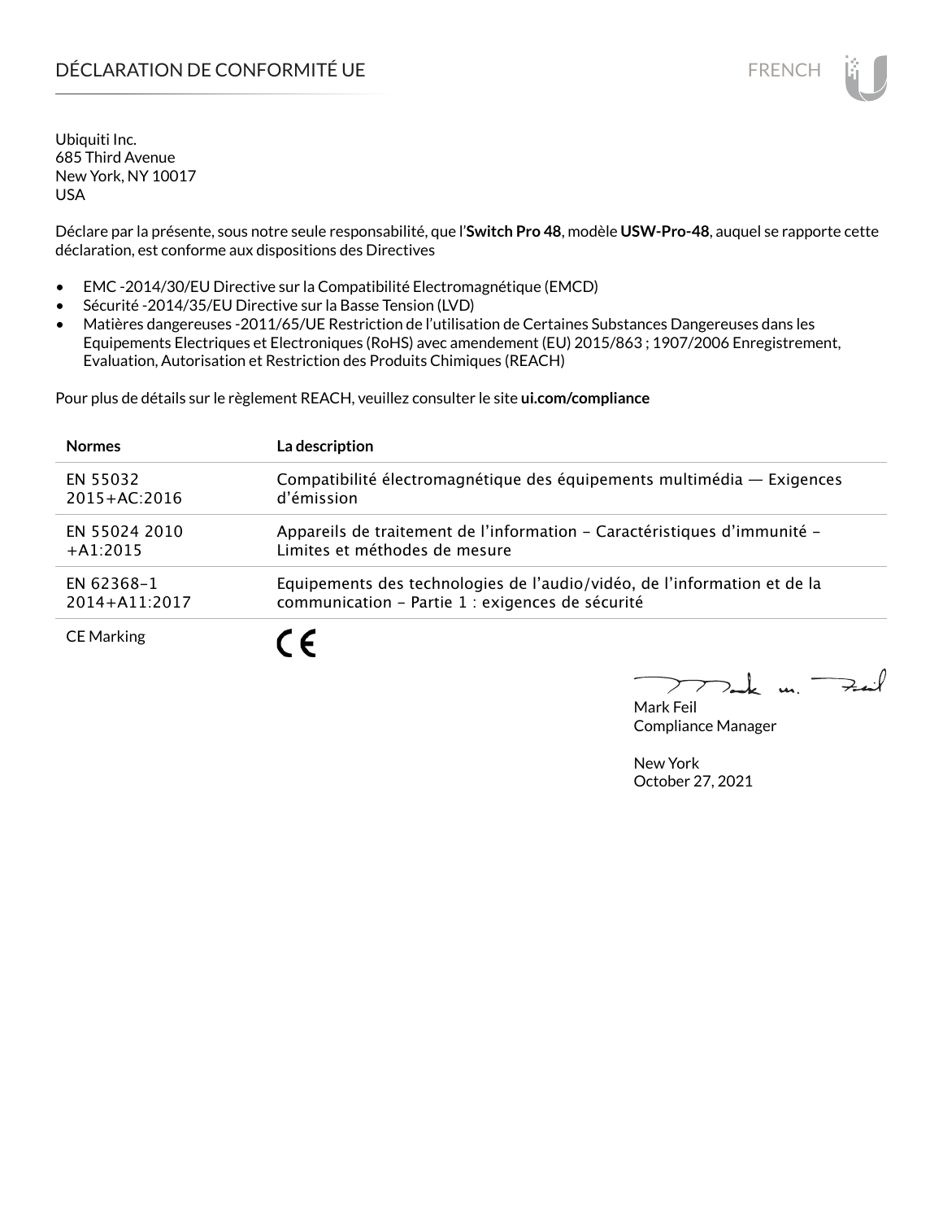# DÉCLARATION DE CONFORMITÉ UE

Ubiquiti Inc.
685 Third Avenue
New York, NY 10017
USA

Déclare par la présente, sous notre seule responsabilité, que l'**Switch Pro 48**, modèle **USW-Pro-48**, auquel se rapporte cette déclaration, est conforme aux dispositions des Directives

- EMC -2014/30/EU Directive sur la Compatibilité Electromagnétique (EMCD)
- Sécurité -2014/35/EU Directive sur la Basse Tension (LVD)
- Matières dangereuses -2011/65/UE Restriction de l'utilisation de Certaines Substances Dangereuses dans les Equipements Electriques et Electroniques (RoHS) avec amendement (EU) 2015/863 ; 1907/2006 Enregistrement, Evaluation, Autorisation et Restriction des Produits Chimiques (REACH)

Pour plus de détails sur le règlement REACH, veuillez consulter le site **ui.com/compliance**

| Normes | La description |
|---|---|
| EN 55032 2015+AC:2016 | Compatibilité électromagnétique des équipements multimédia — Exigences d'émission |
| EN 55024 2010 +A1:2015 | Appareils de traitement de l'information – Caractéristiques d'immunité – Limites et méthodes de mesure |
| EN 62368–1 2014+A11:2017 | Equipements des technologies de l'audio/vidéo, de l'information et de la communication – Partie 1 : exigences de sécurité |
| CE Marking | CE |

Mark Feil
Compliance Manager

New York
October 27, 2021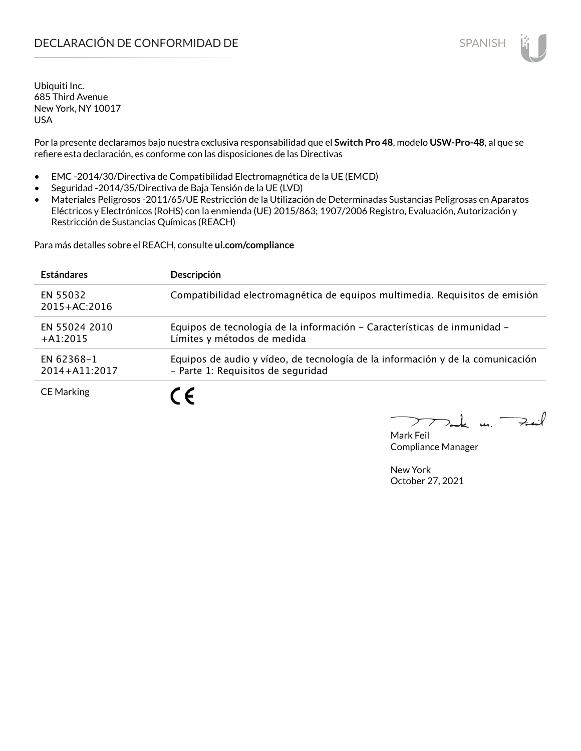# DECLARACIÓN DE CONFORMIDAD DE

SPANISH

Ubiquiti Inc.
685 Third Avenue
New York, NY 10017
USA

Por la presente declaramos bajo nuestra exclusiva responsabilidad que el **Switch Pro 48**, modelo **USW-Pro-48**, al que se refiere esta declaración, es conforme con las disposiciones de las Directivas

- EMC -2014/30/Directiva de Compatibilidad Electromagnética de la UE (EMCD)
- Seguridad -2014/35/Directiva de Baja Tensión de la UE (LVD)
- Materiales Peligrosos -2011/65/UE Restricción de la Utilización de Determinadas Sustancias Peligrosas en Aparatos Eléctricos y Electrónicos (RoHS) con la enmienda (UE) 2015/863; 1907/2006 Registro, Evaluación, Autorización y Restricción de Sustancias Químicas (REACH)

Para más detalles sobre el REACH, consulte **ui.com/compliance**

| **Estándares** | **Descripción** |
|---|---|
| EN 55032 2015+AC:2016 | Compatibilidad electromagnética de equipos multimedia. Requisitos de emisión |
| EN 55024 2010 +A1:2015 | Equipos de tecnología de la información – Características de inmunidad – Límites y métodos de medida |
| EN 62368–1 2014+A11:2017 | Equipos de audio y vídeo, de tecnología de la información y de la comunicación – Parte 1: Requisitos de seguridad |
| CE Marking | CE |

Mark Feil
Compliance Manager

New York
October 27, 2021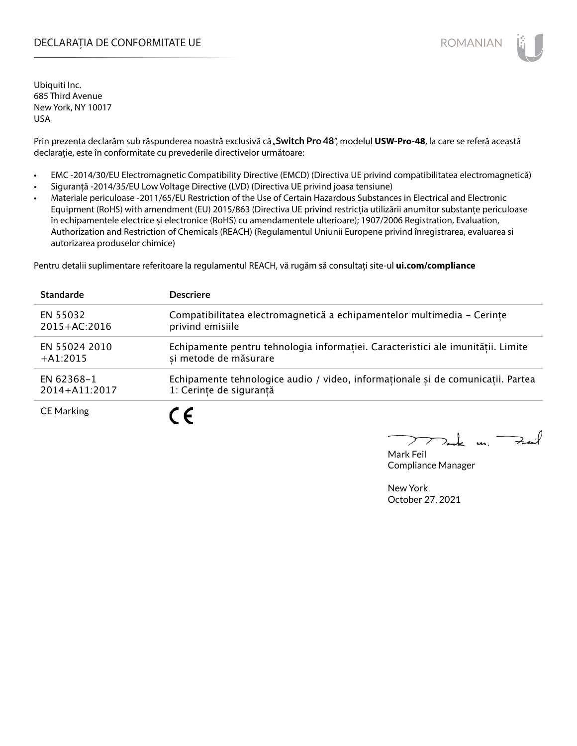# DECLARAȚIA DE CONFORMITATE UE

ROMANIAN

Ubiquiti Inc.
685 Third Avenue
New York, NY 10017
USA

Prin prezenta declarăm sub răspunderea noastră exclusivă că „**Switch Pro 48**", modelul **USW-Pro-48**, la care se referă această declarație, este în conformitate cu prevederile directivelor următoare:

- EMC -2014/30/EU Electromagnetic Compatibility Directive (EMCD) (Directiva UE privind compatibilitatea electromagnetică)
- Siguranță -2014/35/EU Low Voltage Directive (LVD) (Directiva UE privind joasa tensiune)
- Materiale periculoase -2011/65/EU Restriction of the Use of Certain Hazardous Substances in Electrical and Electronic Equipment (RoHS) with amendment (EU) 2015/863 (Directiva UE privind restricția utilizării anumitor substanțe periculoase în echipamentele electrice și electronice (RoHS) cu amendamentele ulterioare); 1907/2006 Registration, Evaluation, Authorization and Restriction of Chemicals (REACH) (Regulamentul Uniunii Europene privind înregistrarea, evaluarea si autorizarea produselor chimice)

Pentru detalii suplimentare referitoare la regulamentul REACH, vă rugăm să consultați site-ul **ui.com/compliance**

| Standarde | Descriere |
|---|---|
| EN 55032 2015+AC:2016 | Compatibilitatea electromagnetică a echipamentelor multimedia – Cerințe privind emisiile |
| EN 55024 2010 +A1:2015 | Echipamente pentru tehnologia informației. Caracteristici ale imunității. Limite și metode de măsurare |
| EN 62368-1 2014+A11:2017 | Echipamente tehnologice audio / video, informaționale și de comunicații. Partea 1: Cerințe de siguranță |
| CE Marking | CE |

Mark Feil
Compliance Manager

New York
October 27, 2021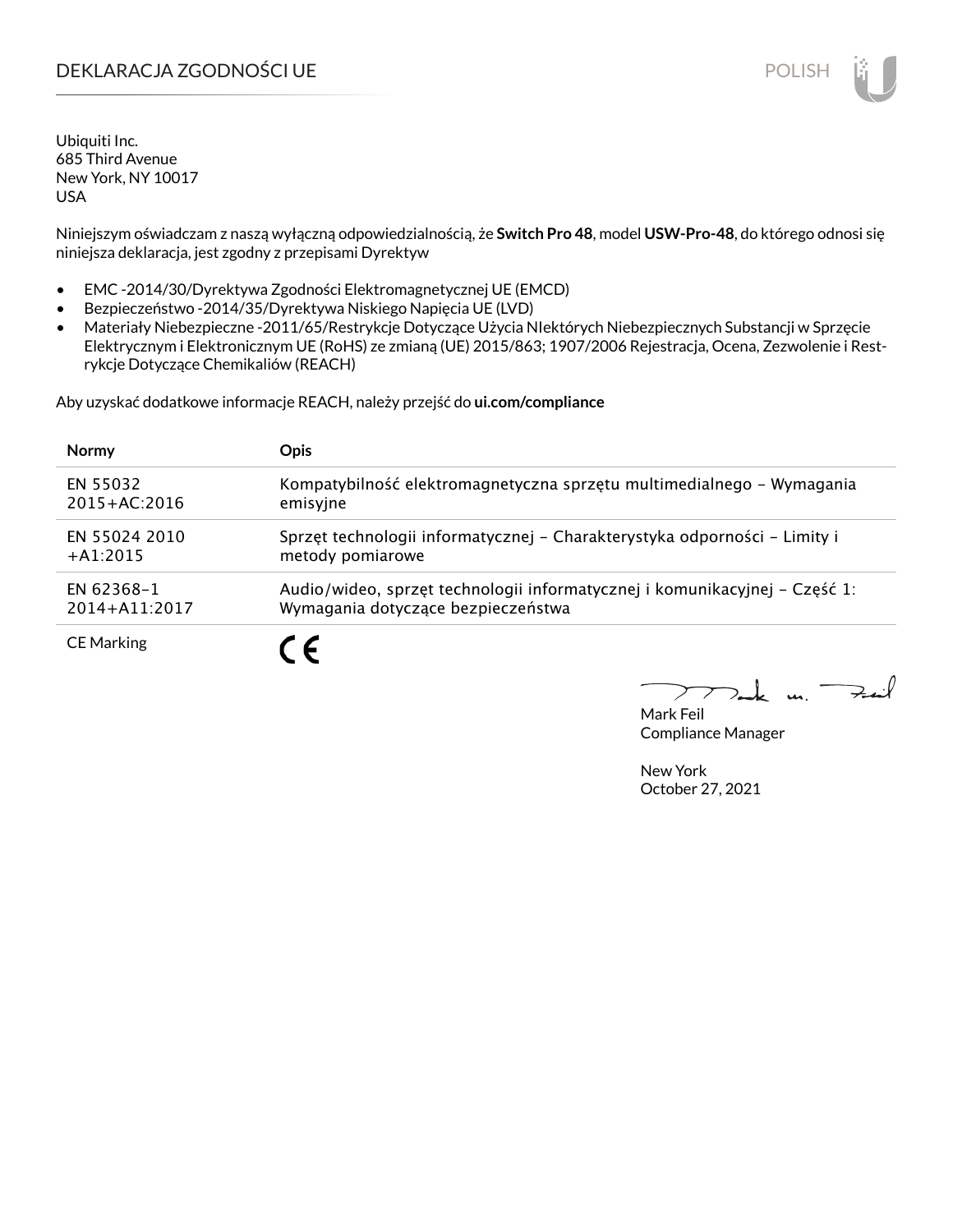# DEKLARACJA ZGODNOŚCI UE

Ubiquiti Inc.
685 Third Avenue
New York, NY 10017
USA

Niniejszym oświadczam z naszą wyłączną odpowiedzialnością, że **Switch Pro 48**, model **USW-Pro-48**, do którego odnosi się niniejsza deklaracja, jest zgodny z przepisami Dyrektyw

- EMC -2014/30/Dyrektywa Zgodności Elektromagnetycznej UE (EMCD)
- Bezpieczeństwo -2014/35/Dyrektywa Niskiego Napięcia UE (LVD)
- Materiały Niebezpieczne -2011/65/Restrykcje Dotyczące Użycia NIektórych Niebezpiecznych Substancji w Sprzęcie Elektrycznym i Elektronicznym UE (RoHS) ze zmianą (UE) 2015/863; 1907/2006 Rejestracja, Ocena, Zezwolenie i Restrykcje Dotyczące Chemikaliów (REACH)

Aby uzyskać dodatkowe informacje REACH, należy przejść do **ui.com/compliance**

| Normy | Opis |
|---|---|
| EN 55032 2015+AC:2016 | Kompatybilność elektromagnetyczna sprzętu multimedialnego – Wymagania emisyjne |
| EN 55024 2010 +A1:2015 | Sprzęt technologii informatycznej – Charakterystyka odporności – Limity i metody pomiarowe |
| EN 62368–1 2014+A11:2017 | Audio/wideo, sprzęt technologii informatycznej i komunikacyjnej – Część 1: Wymagania dotyczące bezpieczeństwa |
| CE Marking | CE |

Mark Feil
Compliance Manager

New York
October 27, 2021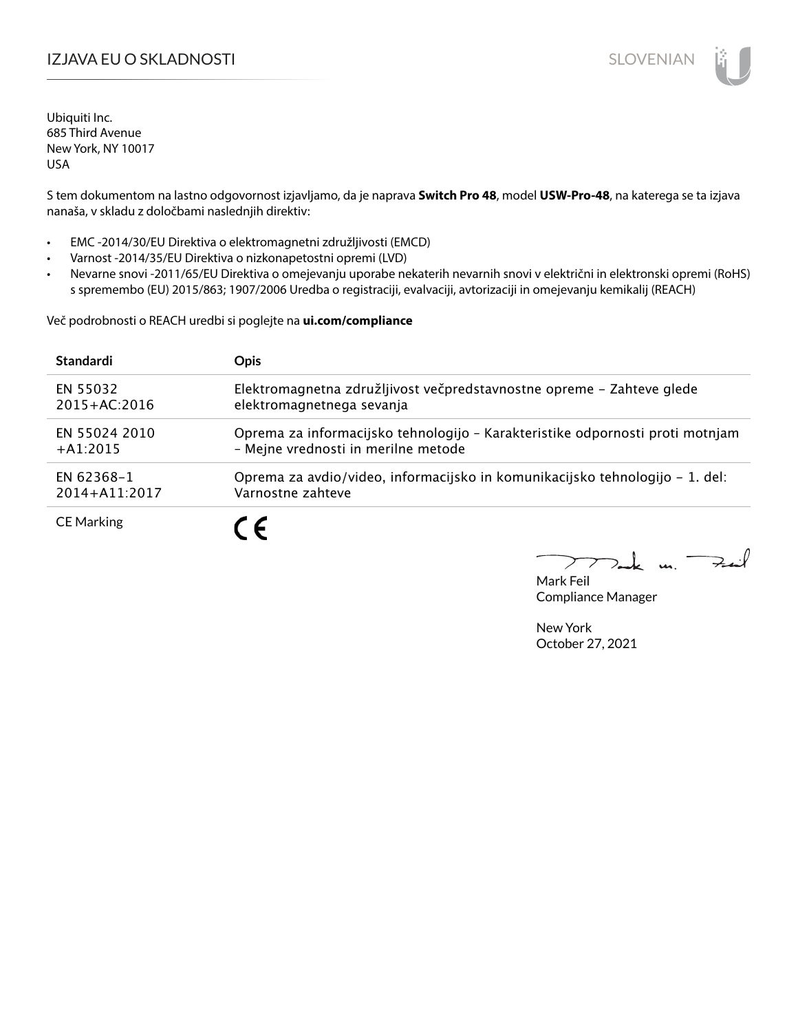# IZJAVA EU O SKLADNOSTI

SLOVENIAN

Ubiquiti Inc.
685 Third Avenue
New York, NY 10017
USA

S tem dokumentom na lastno odgovornost izjavljamo, da je naprava **Switch Pro 48**, model **USW-Pro-48**, na katerega se ta izjava nanaša, v skladu z določbami naslednjih direktiv:

- EMC -2014/30/EU Direktiva o elektromagnetni združljivosti (EMCD)
- Varnost -2014/35/EU Direktiva o nizkonapetostni opremi (LVD)
- Nevarne snovi -2011/65/EU Direktiva o omejevanju uporabe nekaterih nevarnih snovi v električni in elektronski opremi (RoHS) s spremembo (EU) 2015/863; 1907/2006 Uredba o registraciji, evalvaciji, avtorizaciji in omejevanju kemikalij (REACH)

Več podrobnosti o REACH uredbi si poglejte na **ui.com/compliance**

| Standardi | Opis |
|---|---|
| EN 55032 2015+AC:2016 | Elektromagnetna združljivost večpredstavnostne opreme – Zahteve glede elektromagnetnega sevanja |
| EN 55024 2010 +A1:2015 | Oprema za informacijsko tehnologijo – Karakteristike odpornosti proti motnjam – Mejne vrednosti in merilne metode |
| EN 62368-1 2014+A11:2017 | Oprema za avdio/video, informacijsko in komunikacijsko tehnologijo – 1. del: Varnostne zahteve |
| CE Marking | CE |

Mark Feil
Compliance Manager

New York
October 27, 2021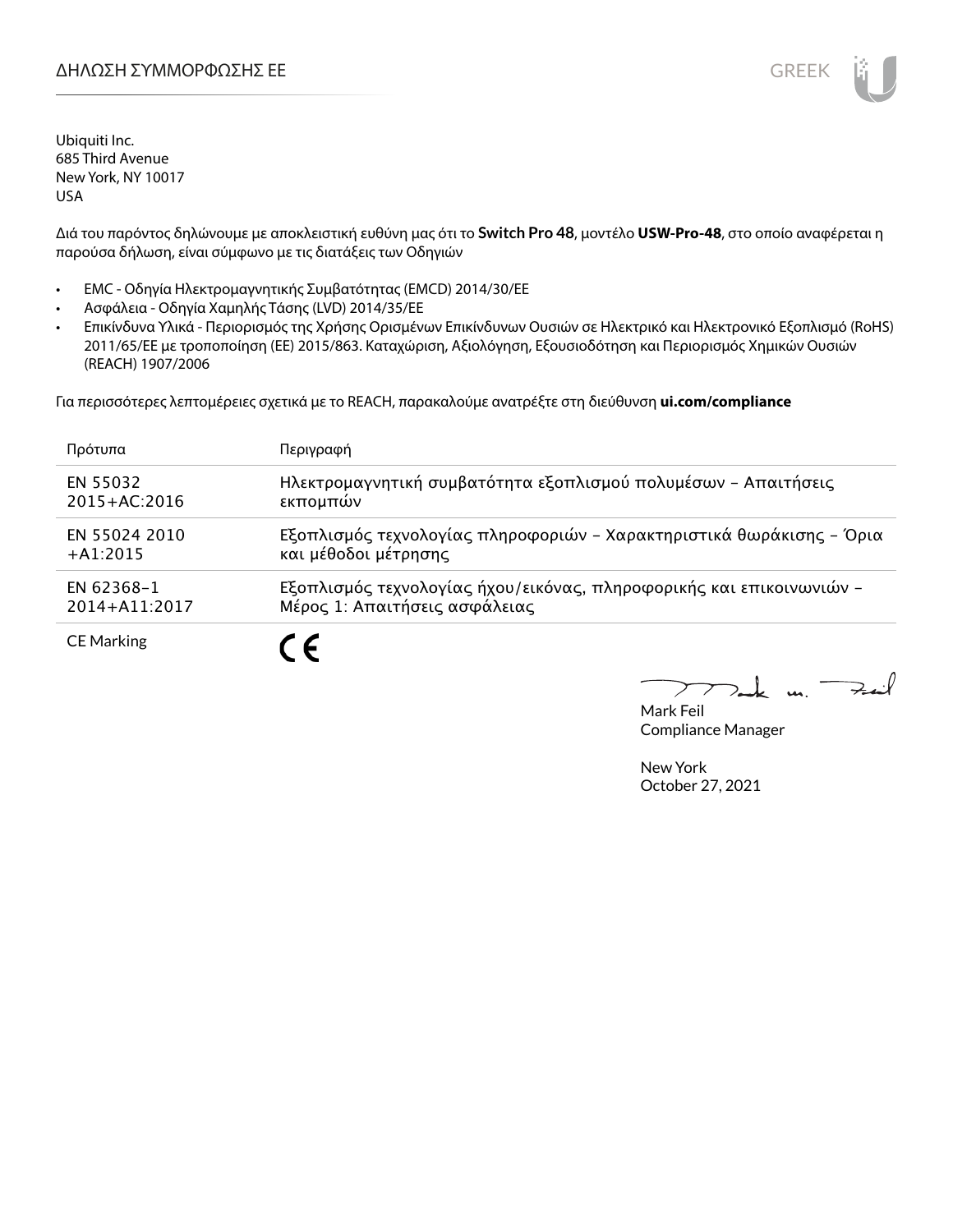# ΔΗΛΩΣΗ ΣΥΜΜΟΡΦΩΣΗΣ ΕΕ

Ubiquiti Inc.
685 Third Avenue
New York, NY 10017
USA

Διά του παρόντος δηλώνουμε με αποκλειστική ευθύνη μας ότι το **Switch Pro 48**, μοντέλο **USW-Pro-48**, στο οποίο αναφέρεται η παρούσα δήλωση, είναι σύμφωνο με τις διατάξεις των Οδηγιών

- EMC - Οδηγία Ηλεκτρομαγνητικής Συμβατότητας (EMCD) 2014/30/ΕΕ
- Ασφάλεια - Οδηγία Χαμηλής Τάσης (LVD) 2014/35/ΕΕ
- Επικίνδυνα Υλικά - Περιορισμός της Χρήσης Ορισμένων Επικίνδυνων Ουσιών σε Ηλεκτρικό και Ηλεκτρονικό Εξοπλισμό (RoHS) 2011/65/ΕΕ με τροποποίηση (ΕΕ) 2015/863. Καταχώριση, Αξιολόγηση, Εξουσιοδότηση και Περιορισμός Χημικών Ουσιών (REACH) 1907/2006

Για περισσότερες λεπτομέρειες σχετικά με το REACH, παρακαλούμε ανατρέξτε στη διεύθυνση **ui.com/compliance**

| Πρότυπα | Περιγραφή |
|---|---|
| EN 55032 2015+AC:2016 | Ηλεκτρομαγνητική συμβατότητα εξοπλισμού πολυμέσων – Απαιτήσεις εκπομπών |
| EN 55024 2010 +A1:2015 | Εξοπλισμός τεχνολογίας πληροφοριών – Χαρακτηριστικά θωράκισης – Όρια και μέθοδοι μέτρησης |
| EN 62368-1 2014+A11:2017 | Εξοπλισμός τεχνολογίας ήχου/εικόνας, πληροφορικής και επικοινωνιών – Μέρος 1: Απαιτήσεις ασφάλειας |
| CE Marking | CE |

Mark Feil
Compliance Manager

New York
October 27, 2021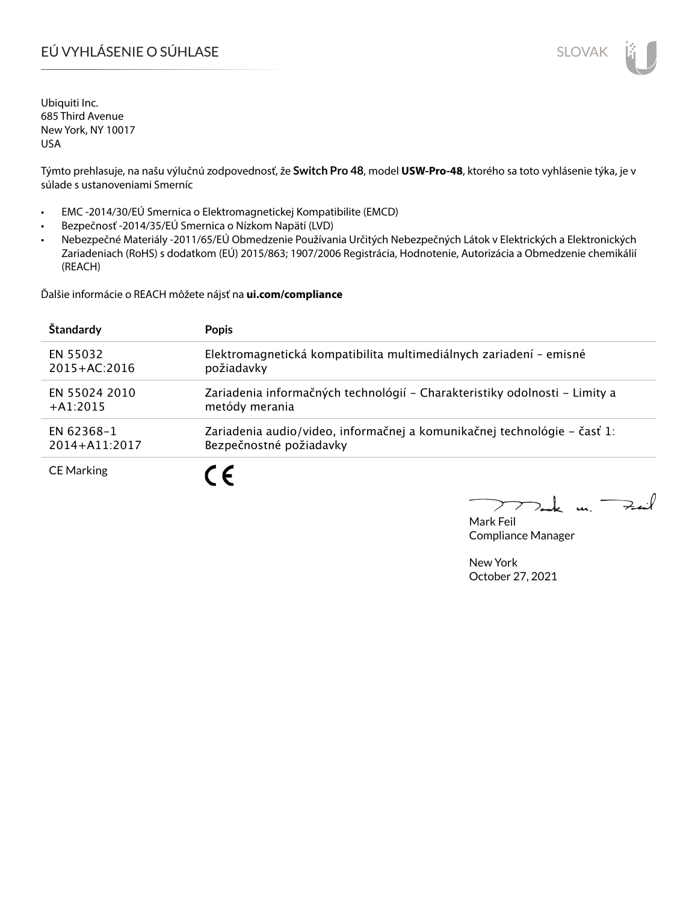# EÚ VYHLÁSENIE O SÚHLASE

Ubiquiti Inc.
685 Third Avenue
New York, NY 10017
USA

Týmto prehlasuje, na našu výlučnú zodpovednosť, že **Switch Pro 48**, model **USW-Pro-48**, ktorého sa toto vyhlásenie týka, je v súlade s ustanoveniami Smerníc

- EMC -2014/30/EÚ Smernica o Elektromagnetickej Kompatibilite (EMCD)
- Bezpečnosť -2014/35/EÚ Smernica o Nízkom Napätí (LVD)
- Nebezpečné Materiály -2011/65/EÚ Obmedzenie Používania Určitých Nebezpečných Látok v Elektrických a Elektronických Zariadeniach (RoHS) s dodatkom (EÚ) 2015/863; 1907/2006 Registrácia, Hodnotenie, Autorizácia a Obmedzenie chemikálií (REACH)

Ďalšie informácie o REACH môžete nájsť na **ui.com/compliance**

| Štandardy | Popis |
| --- | --- |
| EN 55032 2015+AC:2016 | Elektromagnetická kompatibilita multimediálnych zariadení – emisné požiadavky |
| EN 55024 2010 +A1:2015 | Zariadenia informačných technológií – Charakteristiky odolnosti – Limity a metódy merania |
| EN 62368-1 2014+A11:2017 | Zariadenia audio/video, informačnej a komunikačnej technológie – časť 1: Bezpečnostné požiadavky |
| CE Marking | CE |

Mark Feil
Compliance Manager

New York
October 27, 2021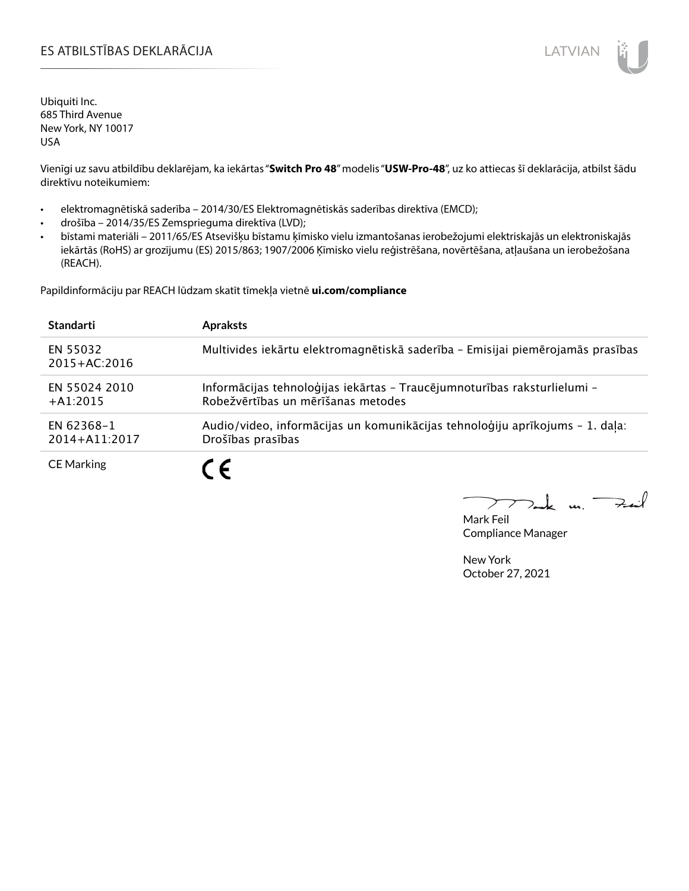# ES ATBILSTĪBAS DEKLARĀCIJA

Ubiquiti Inc.
685 Third Avenue
New York, NY 10017
USA

Vienīgi uz savu atbildību deklarējam, ka iekārtas "**Switch Pro 48**" modelis "**USW-Pro-48**", uz ko attiecas šī deklarācija, atbilst šādu direktīvu noteikumiem:

- elektromagnētiskā saderība – 2014/30/ES Elektromagnētiskās saderības direktīva (EMCD);
- drošība – 2014/35/ES Zemsprieguma direktīva (LVD);
- bīstami materiāli – 2011/65/ES Atsevišķu bīstamu ķīmisko vielu izmantošanas ierobežojumi elektriskajās un elektroniskajās iekārtās (RoHS) ar grozījumu (ES) 2015/863; 1907/2006 Ķīmisko vielu reģistrēšana, novērtēšana, atļaušana un ierobežošana (REACH).

Papildinformāciju par REACH lūdzam skatīt tīmekļa vietnē **ui.com/compliance**

| Standarti | Apraksts |
|---|---|
| EN 55032 2015+AC:2016 | Multivides iekārtu elektromagnētiskā saderība – Emisijai piemērojamās prasības |
| EN 55024 2010 +A1:2015 | Informācijas tehnoloģijas iekārtas – Traucējumnoturības raksturlielumi – Robežvērtības un mērīšanas metodes |
| EN 62368-1 2014+A11:2017 | Audio/video, informācijas un komunikācijas tehnoloģiju aprīkojums – 1. daļa: Drošības prasības |
| CE Marking | CE |

Mark Feil
Compliance Manager

New York
October 27, 2021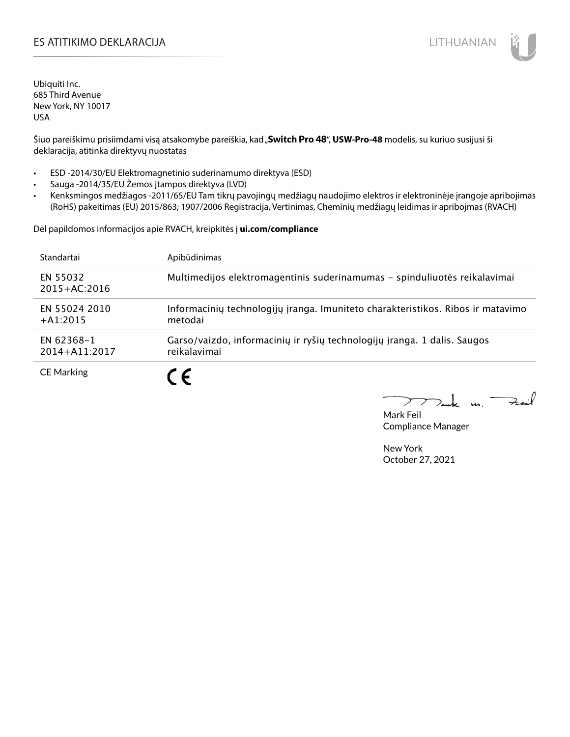# ES ATITIKIMO DEKLARACIJA

Ubiquiti Inc.
685 Third Avenue
New York, NY 10017
USA

Šiuo pareiškimu prisiimdami visą atsakomybe pareiškia, kad „**Switch Pro 48**“, **USW-Pro-48** modelis, su kuriuo susijusi ši deklaracija, atitinka direktyvų nuostatas

- ESD -2014/30/EU Elektromagnetinio suderinamumo direktyva (ESD)
- Sauga -2014/35/EU Žemos įtampos direktyva (LVD)
- Kenksmingos medžiagos -2011/65/EU Tam tikrų pavojingų medžiagų naudojimo elektros ir elektroninėje įrangoje apribojimas (RoHS) pakeitimas (EU) 2015/863; 1907/2006 Registracija, Vertinimas, Cheminių medžiagų leidimas ir apribojmas (RVACH)

Dėl papildomos informacijos apie RVACH, kreipkitės į **ui.com/compliance**

| Standartai | Apibūdinimas |
|---|---|
| EN 55032 2015+AC:2016 | Multimedijos elektromagentinis suderinamumas – spinduliuotės reikalavimai |
| EN 55024 2010 +A1:2015 | Informacinių technologijų įranga. Imuniteto charakteristikos. Ribos ir matavimo metodai |
| EN 62368-1 2014+A11:2017 | Garso/vaizdo, informacinių ir ryšių technologijų įranga. 1 dalis. Saugos reikalavimai |
| CE Marking | CE |

Mark Feil
Compliance Manager

New York
October 27, 2021